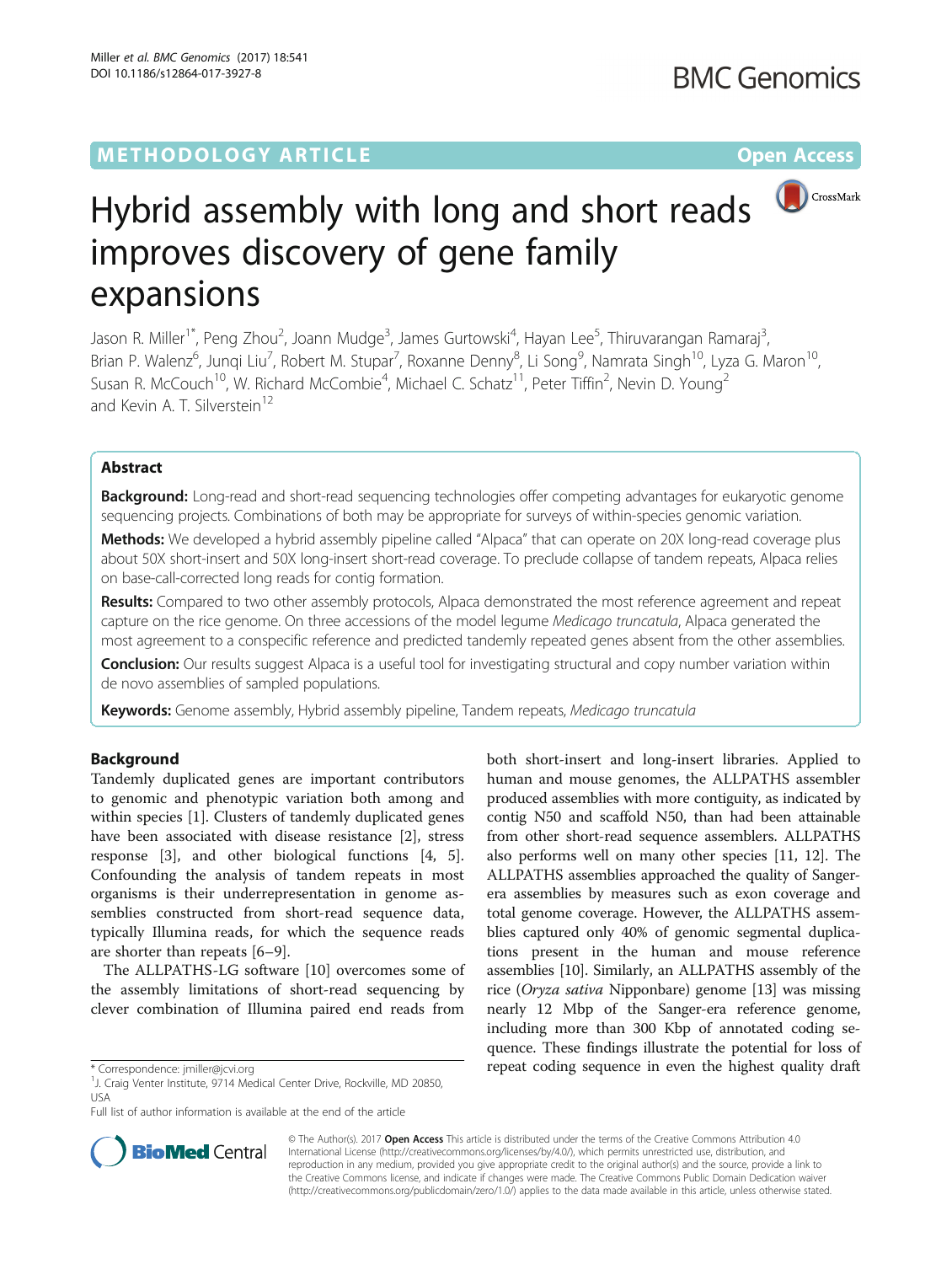METHODOLOGY ARTICLE

Open Access

# Hybrid assembly with long and short reads improves discovery of gene family expansions

Jason R. Miller[1*], Peng Zhou[2], Joann Mudge[3], James Gurtowski[4], Hayan Lee[5], Thiruvarangan Ramaraj[3], Brian P. Walenz[6], Junqi Liu[7], Robert M. Stupar[7], Roxanne Denny[8], Li Song[9], Namrata Singh[10], Lyza G. Maron[10], Susan R. McCouch[10], W. Richard McCombie[4], Michael C. Schatz[11], Peter Tiffin[2], Nevin D. Young[2] and Kevin A. T. Silverstein[12]

## Abstract

**Background:** Long-read and short-read sequencing technologies offer competing advantages for eukaryotic genome sequencing projects. Combinations of both may be appropriate for surveys of within-species genomic variation.

**Methods:** We developed a hybrid assembly pipeline called "Alpaca" that can operate on 20X long-read coverage plus about 50X short-insert and 50X long-insert short-read coverage. To preclude collapse of tandem repeats, Alpaca relies on base-call-corrected long reads for contig formation.

**Results:** Compared to two other assembly protocols, Alpaca demonstrated the most reference agreement and repeat capture on the rice genome. On three accessions of the model legume *Medicago truncatula*, Alpaca generated the most agreement to a conspecific reference and predicted tandemly repeated genes absent from the other assemblies.

**Conclusion:** Our results suggest Alpaca is a useful tool for investigating structural and copy number variation within de novo assemblies of sampled populations.

**Keywords:** Genome assembly, Hybrid assembly pipeline, Tandem repeats, *Medicago truncatula*

## Background

Tandemly duplicated genes are important contributors to genomic and phenotypic variation both among and within species [1]. Clusters of tandemly duplicated genes have been associated with disease resistance [2], stress response [3], and other biological functions [4, 5]. Confounding the analysis of tandem repeats in most organisms is their underrepresentation in genome assemblies constructed from short-read sequence data, typically Illumina reads, for which the sequence reads are shorter than repeats [6–9].

The ALLPATHS-LG software [10] overcomes some of the assembly limitations of short-read sequencing by clever combination of Illumina paired end reads from both short-insert and long-insert libraries. Applied to human and mouse genomes, the ALLPATHS assembler produced assemblies with more contiguity, as indicated by contig N50 and scaffold N50, than had been attainable from other short-read sequence assemblers. ALLPATHS also performs well on many other species [11, 12]. The ALLPATHS assemblies approached the quality of Sanger-era assemblies by measures such as exon coverage and total genome coverage. However, the ALLPATHS assemblies captured only 40% of genomic segmental duplications present in the human and mouse reference assemblies [10]. Similarly, an ALLPATHS assembly of the rice (*Oryza sativa* Nipponbare) genome [13] was missing nearly 12 Mbp of the Sanger-era reference genome, including more than 300 Kbp of annotated coding sequence. These findings illustrate the potential for loss of repeat coding sequence in even the highest quality draft

\* Correspondence: jmiller@jcvi.org
[1]J. Craig Venter Institute, 9714 Medical Center Drive, Rockville, MD 20850, USA
Full list of author information is available at the end of the article

© The Author(s). 2017 **Open Access** This article is distributed under the terms of the Creative Commons Attribution 4.0 International License (http://creativecommons.org/licenses/by/4.0/), which permits unrestricted use, distribution, and reproduction in any medium, provided you give appropriate credit to the original author(s) and the source, provide a link to the Creative Commons license, and indicate if changes were made. The Creative Commons Public Domain Dedication waiver (http://creativecommons.org/publicdomain/zero/1.0/) applies to the data made available in this article, unless otherwise stated.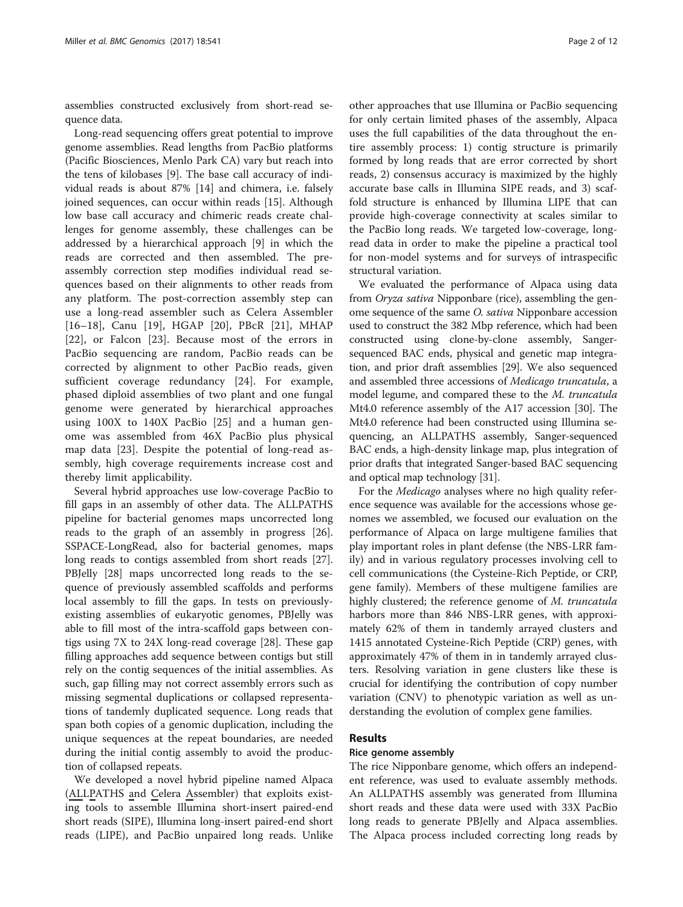assemblies constructed exclusively from short-read sequence data.

Long-read sequencing offers great potential to improve genome assemblies. Read lengths from PacBio platforms (Pacific Biosciences, Menlo Park CA) vary but reach into the tens of kilobases [9]. The base call accuracy of individual reads is about 87% [14] and chimera, i.e. falsely joined sequences, can occur within reads [15]. Although low base call accuracy and chimeric reads create challenges for genome assembly, these challenges can be addressed by a hierarchical approach [9] in which the reads are corrected and then assembled. The pre-assembly correction step modifies individual read sequences based on their alignments to other reads from any platform. The post-correction assembly step can use a long-read assembler such as Celera Assembler [16–18], Canu [19], HGAP [20], PBcR [21], MHAP [22], or Falcon [23]. Because most of the errors in PacBio sequencing are random, PacBio reads can be corrected by alignment to other PacBio reads, given sufficient coverage redundancy [24]. For example, phased diploid assemblies of two plant and one fungal genome were generated by hierarchical approaches using 100X to 140X PacBio [25] and a human genome was assembled from 46X PacBio plus physical map data [23]. Despite the potential of long-read assembly, high coverage requirements increase cost and thereby limit applicability.

Several hybrid approaches use low-coverage PacBio to fill gaps in an assembly of other data. The ALLPATHS pipeline for bacterial genomes maps uncorrected long reads to the graph of an assembly in progress [26]. SSPACE-LongRead, also for bacterial genomes, maps long reads to contigs assembled from short reads [27]. PBJelly [28] maps uncorrected long reads to the sequence of previously assembled scaffolds and performs local assembly to fill the gaps. In tests on previously-existing assemblies of eukaryotic genomes, PBJelly was able to fill most of the intra-scaffold gaps between contigs using 7X to 24X long-read coverage [28]. These gap filling approaches add sequence between contigs but still rely on the contig sequences of the initial assemblies. As such, gap filling may not correct assembly errors such as missing segmental duplications or collapsed representations of tandemly duplicated sequence. Long reads that span both copies of a genomic duplication, including the unique sequences at the repeat boundaries, are needed during the initial contig assembly to avoid the production of collapsed repeats.

We developed a novel hybrid pipeline named Alpaca (ALLPATHS and Celera Assembler) that exploits existing tools to assemble Illumina short-insert paired-end short reads (SIPE), Illumina long-insert paired-end short reads (LIPE), and PacBio unpaired long reads. Unlike other approaches that use Illumina or PacBio sequencing for only certain limited phases of the assembly, Alpaca uses the full capabilities of the data throughout the entire assembly process: 1) contig structure is primarily formed by long reads that are error corrected by short reads, 2) consensus accuracy is maximized by the highly accurate base calls in Illumina SIPE reads, and 3) scaffold structure is enhanced by Illumina LIPE that can provide high-coverage connectivity at scales similar to the PacBio long reads. We targeted low-coverage, long-read data in order to make the pipeline a practical tool for non-model systems and for surveys of intraspecific structural variation.

We evaluated the performance of Alpaca using data from *Oryza sativa* Nipponbare (rice), assembling the genome sequence of the same *O. sativa* Nipponbare accession used to construct the 382 Mbp reference, which had been constructed using clone-by-clone assembly, Sanger-sequenced BAC ends, physical and genetic map integration, and prior draft assemblies [29]. We also sequenced and assembled three accessions of *Medicago truncatula*, a model legume, and compared these to the *M. truncatula* Mt4.0 reference assembly of the A17 accession [30]. The Mt4.0 reference had been constructed using Illumina sequencing, an ALLPATHS assembly, Sanger-sequenced BAC ends, a high-density linkage map, plus integration of prior drafts that integrated Sanger-based BAC sequencing and optical map technology [31].

For the *Medicago* analyses where no high quality reference sequence was available for the accessions whose genomes we assembled, we focused our evaluation on the performance of Alpaca on large multigene families that play important roles in plant defense (the NBS-LRR family) and in various regulatory processes involving cell to cell communications (the Cysteine-Rich Peptide, or CRP, gene family). Members of these multigene families are highly clustered; the reference genome of *M. truncatula* harbors more than 846 NBS-LRR genes, with approximately 62% of them in tandemly arrayed clusters and 1415 annotated Cysteine-Rich Peptide (CRP) genes, with approximately 47% of them in in tandemly arrayed clusters. Resolving variation in gene clusters like these is crucial for identifying the contribution of copy number variation (CNV) to phenotypic variation as well as understanding the evolution of complex gene families.

## Results

### Rice genome assembly

The rice Nipponbare genome, which offers an independent reference, was used to evaluate assembly methods. An ALLPATHS assembly was generated from Illumina short reads and these data were used with 33X PacBio long reads to generate PBJelly and Alpaca assemblies. The Alpaca process included correcting long reads by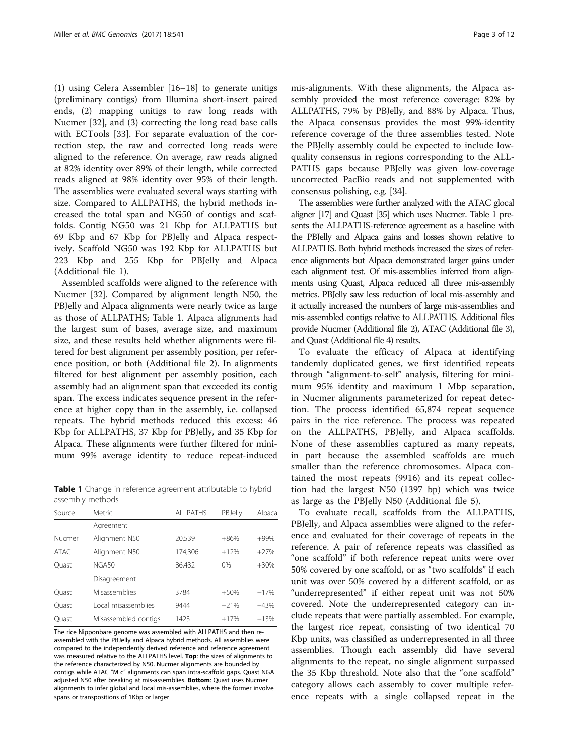(1) using Celera Assembler [16–18] to generate unitigs (preliminary contigs) from Illumina short-insert paired ends, (2) mapping unitigs to raw long reads with Nucmer [32], and (3) correcting the long read base calls with ECTools [33]. For separate evaluation of the correction step, the raw and corrected long reads were aligned to the reference. On average, raw reads aligned at 82% identity over 89% of their length, while corrected reads aligned at 98% identity over 95% of their length. The assemblies were evaluated several ways starting with size. Compared to ALLPATHS, the hybrid methods increased the total span and NG50 of contigs and scaffolds. Contig NG50 was 21 Kbp for ALLPATHS but 69 Kbp and 67 Kbp for PBJelly and Alpaca respectively. Scaffold NG50 was 192 Kbp for ALLPATHS but 223 Kbp and 255 Kbp for PBJelly and Alpaca (Additional file 1).

Assembled scaffolds were aligned to the reference with Nucmer [32]. Compared by alignment length N50, the PBJelly and Alpaca alignments were nearly twice as large as those of ALLPATHS; Table 1. Alpaca alignments had the largest sum of bases, average size, and maximum size, and these results held whether alignments were filtered for best alignment per assembly position, per reference position, or both (Additional file 2). In alignments filtered for best alignment per assembly position, each assembly had an alignment span that exceeded its contig span. The excess indicates sequence present in the reference at higher copy than in the assembly, i.e. collapsed repeats. The hybrid methods reduced this excess: 46 Kbp for ALLPATHS, 37 Kbp for PBJelly, and 35 Kbp for Alpaca. These alignments were further filtered for minimum 99% average identity to reduce repeat-induced mis-alignments. With these alignments, the Alpaca assembly provided the most reference coverage: 82% by ALLPATHS, 79% by PBJelly, and 88% by Alpaca. Thus, the Alpaca consensus provides the most 99%-identity reference coverage of the three assemblies tested. Note the PBJelly assembly could be expected to include low-quality consensus in regions corresponding to the ALLPATHS gaps because PBJelly was given low-coverage uncorrected PacBio reads and not supplemented with consensus polishing, e.g. [34].

**Table 1** Change in reference agreement attributable to hybrid assembly methods

| Source | Metric | ALLPATHS | PBJelly | Alpaca |
|---|---|---|---|---|
| | Agreement | | | |
| Nucmer | Alignment N50 | 20,539 | +86% | +99% |
| ATAC | Alignment N50 | 174,306 | +12% | +27% |
| Quast | NGA50 | 86,432 | 0% | +30% |
| | Disagreement | | | |
| Quast | Misassemblies | 3784 | +50% | −17% |
| Quast | Local misassemblies | 9444 | −21% | −43% |
| Quast | Misassembled contigs | 1423 | +17% | −13% |

The rice Nipponbare genome was assembled with ALLPATHS and then re-assembled with the PBJelly and Alpaca hybrid methods. All assemblies were compared to the independently derived reference and reference agreement was measured relative to the ALLPATHS level. **Top**: the sizes of alignments to the reference characterized by N50. Nucmer alignments are bounded by contigs while ATAC "M c" alignments can span intra-scaffold gaps. Quast NGA adjusted N50 after breaking at mis-assemblies. **Bottom**: Quast uses Nucmer alignments to infer global and local mis-assemblies, where the former involve spans or transpositions of 1Kbp or larger

The assemblies were further analyzed with the ATAC glocal aligner [17] and Quast [35] which uses Nucmer. Table 1 presents the ALLPATHS-reference agreement as a baseline with the PBJelly and Alpaca gains and losses shown relative to ALLPATHS. Both hybrid methods increased the sizes of reference alignments but Alpaca demonstrated larger gains under each alignment test. Of mis-assemblies inferred from alignments using Quast, Alpaca reduced all three mis-assembly metrics. PBJelly saw less reduction of local mis-assembly and it actually increased the numbers of large mis-assemblies and mis-assembled contigs relative to ALLPATHS. Additional files provide Nucmer (Additional file 2), ATAC (Additional file 3), and Quast (Additional file 4) results.

To evaluate the efficacy of Alpaca at identifying tandemly duplicated genes, we first identified repeats through "alignment-to-self" analysis, filtering for minimum 95% identity and maximum 1 Mbp separation, in Nucmer alignments parameterized for repeat detection. The process identified 65,874 repeat sequence pairs in the rice reference. The process was repeated on the ALLPATHS, PBJelly, and Alpaca scaffolds. None of these assemblies captured as many repeats, in part because the assembled scaffolds are much smaller than the reference chromosomes. Alpaca contained the most repeats (9916) and its repeat collection had the largest N50 (1397 bp) which was twice as large as the PBJelly N50 (Additional file 5).

To evaluate recall, scaffolds from the ALLPATHS, PBJelly, and Alpaca assemblies were aligned to the reference and evaluated for their coverage of repeats in the reference. A pair of reference repeats was classified as "one scaffold" if both reference repeat units were over 50% covered by one scaffold, or as "two scaffolds" if each unit was over 50% covered by a different scaffold, or as "underrepresented" if either repeat unit was not 50% covered. Note the underrepresented category can include repeats that were partially assembled. For example, the largest rice repeat, consisting of two identical 70 Kbp units, was classified as underrepresented in all three assemblies. Though each assembly did have several alignments to the repeat, no single alignment surpassed the 35 Kbp threshold. Note also that the "one scaffold" category allows each assembly to cover multiple reference repeats with a single collapsed repeat in the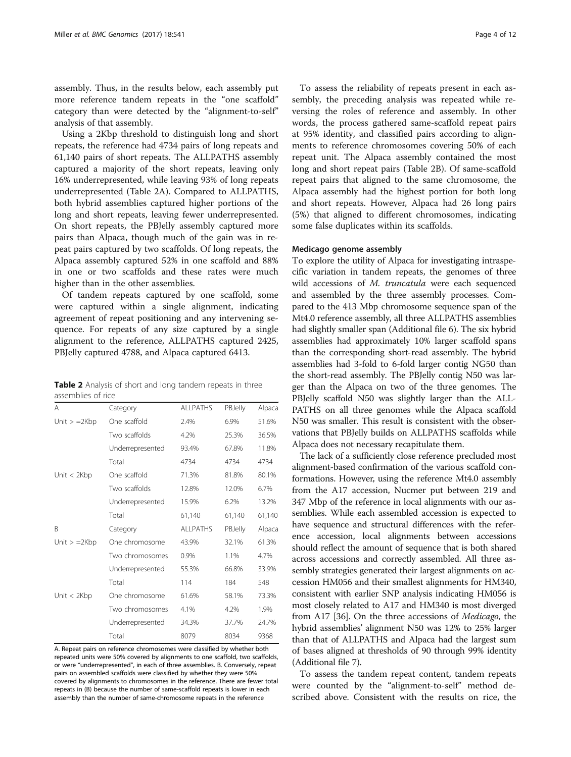assembly. Thus, in the results below, each assembly put more reference tandem repeats in the "one scaffold" category than were detected by the "alignment-to-self" analysis of that assembly.

Using a 2Kbp threshold to distinguish long and short repeats, the reference had 4734 pairs of long repeats and 61,140 pairs of short repeats. The ALLPATHS assembly captured a majority of the short repeats, leaving only 16% underrepresented, while leaving 93% of long repeats underrepresented (Table 2A). Compared to ALLPATHS, both hybrid assemblies captured higher portions of the long and short repeats, leaving fewer underrepresented. On short repeats, the PBJelly assembly captured more pairs than Alpaca, though much of the gain was in repeat pairs captured by two scaffolds. Of long repeats, the Alpaca assembly captured 52% in one scaffold and 88% in one or two scaffolds and these rates were much higher than in the other assemblies.

Of tandem repeats captured by one scaffold, some were captured within a single alignment, indicating agreement of repeat positioning and any intervening sequence. For repeats of any size captured by a single alignment to the reference, ALLPATHS captured 2425, PBJelly captured 4788, and Alpaca captured 6413.

**Table 2** Analysis of short and long tandem repeats in three assemblies of rice

| A | Category | ALLPATHS | PBJelly | Alpaca |
|---|---|---|---|---|
| Unit > =2Kbp | One scaffold | 2.4% | 6.9% | 51.6% |
| | Two scaffolds | 4.2% | 25.3% | 36.5% |
| | Underrepresented | 93.4% | 67.8% | 11.8% |
| | Total | 4734 | 4734 | 4734 |
| Unit < 2Kbp | One scaffold | 71.3% | 81.8% | 80.1% |
| | Two scaffolds | 12.8% | 12.0% | 6.7% |
| | Underrepresented | 15.9% | 6.2% | 13.2% |
| | Total | 61,140 | 61,140 | 61,140 |
| **B** | **Category** | **ALLPATHS** | **PBJelly** | **Alpaca** |
| Unit > =2Kbp | One chromosome | 43.9% | 32.1% | 61.3% |
| | Two chromosomes | 0.9% | 1.1% | 4.7% |
| | Underrepresented | 55.3% | 66.8% | 33.9% |
| | Total | 114 | 184 | 548 |
| Unit < 2Kbp | One chromosome | 61.6% | 58.1% | 73.3% |
| | Two chromosomes | 4.1% | 4.2% | 1.9% |
| | Underrepresented | 34.3% | 37.7% | 24.7% |
| | Total | 8079 | 8034 | 9368 |

A. Repeat pairs on reference chromosomes were classified by whether both repeated units were 50% covered by alignments to one scaffold, two scaffolds, or were "underrepresented", in each of three assemblies. B. Conversely, repeat pairs on assembled scaffolds were classified by whether they were 50% covered by alignments to chromosomes in the reference. There are fewer total repeats in (B) because the number of same-scaffold repeats is lower in each assembly than the number of same-chromosome repeats in the reference

To assess the reliability of repeats present in each assembly, the preceding analysis was repeated while reversing the roles of reference and assembly. In other words, the process gathered same-scaffold repeat pairs at 95% identity, and classified pairs according to alignments to reference chromosomes covering 50% of each repeat unit. The Alpaca assembly contained the most long and short repeat pairs (Table 2B). Of same-scaffold repeat pairs that aligned to the same chromosome, the Alpaca assembly had the highest portion for both long and short repeats. However, Alpaca had 26 long pairs (5%) that aligned to different chromosomes, indicating some false duplicates within its scaffolds.

### Medicago genome assembly

To explore the utility of Alpaca for investigating intraspecific variation in tandem repeats, the genomes of three wild accessions of *M. truncatula* were each sequenced and assembled by the three assembly processes. Compared to the 413 Mbp chromosome sequence span of the Mt4.0 reference assembly, all three ALLPATHS assemblies had slightly smaller span (Additional file 6). The six hybrid assemblies had approximately 10% larger scaffold spans than the corresponding short-read assembly. The hybrid assemblies had 3-fold to 6-fold larger contig NG50 than the short-read assembly. The PBJelly contig N50 was larger than the Alpaca on two of the three genomes. The PBJelly scaffold N50 was slightly larger than the ALLPATHS on all three genomes while the Alpaca scaffold N50 was smaller. This result is consistent with the observations that PBJelly builds on ALLPATHS scaffolds while Alpaca does not necessary recapitulate them.

The lack of a sufficiently close reference precluded most alignment-based confirmation of the various scaffold conformations. However, using the reference Mt4.0 assembly from the A17 accession, Nucmer put between 219 and 347 Mbp of the reference in local alignments with our assemblies. While each assembled accession is expected to have sequence and structural differences with the reference accession, local alignments between accessions should reflect the amount of sequence that is both shared across accessions and correctly assembled. All three assembly strategies generated their largest alignments on accession HM056 and their smallest alignments for HM340, consistent with earlier SNP analysis indicating HM056 is most closely related to A17 and HM340 is most diverged from A17 [36]. On the three accessions of *Medicago*, the hybrid assemblies' alignment N50 was 12% to 25% larger than that of ALLPATHS and Alpaca had the largest sum of bases aligned at thresholds of 90 through 99% identity (Additional file 7).

To assess the tandem repeat content, tandem repeats were counted by the "alignment-to-self" method described above. Consistent with the results on rice, the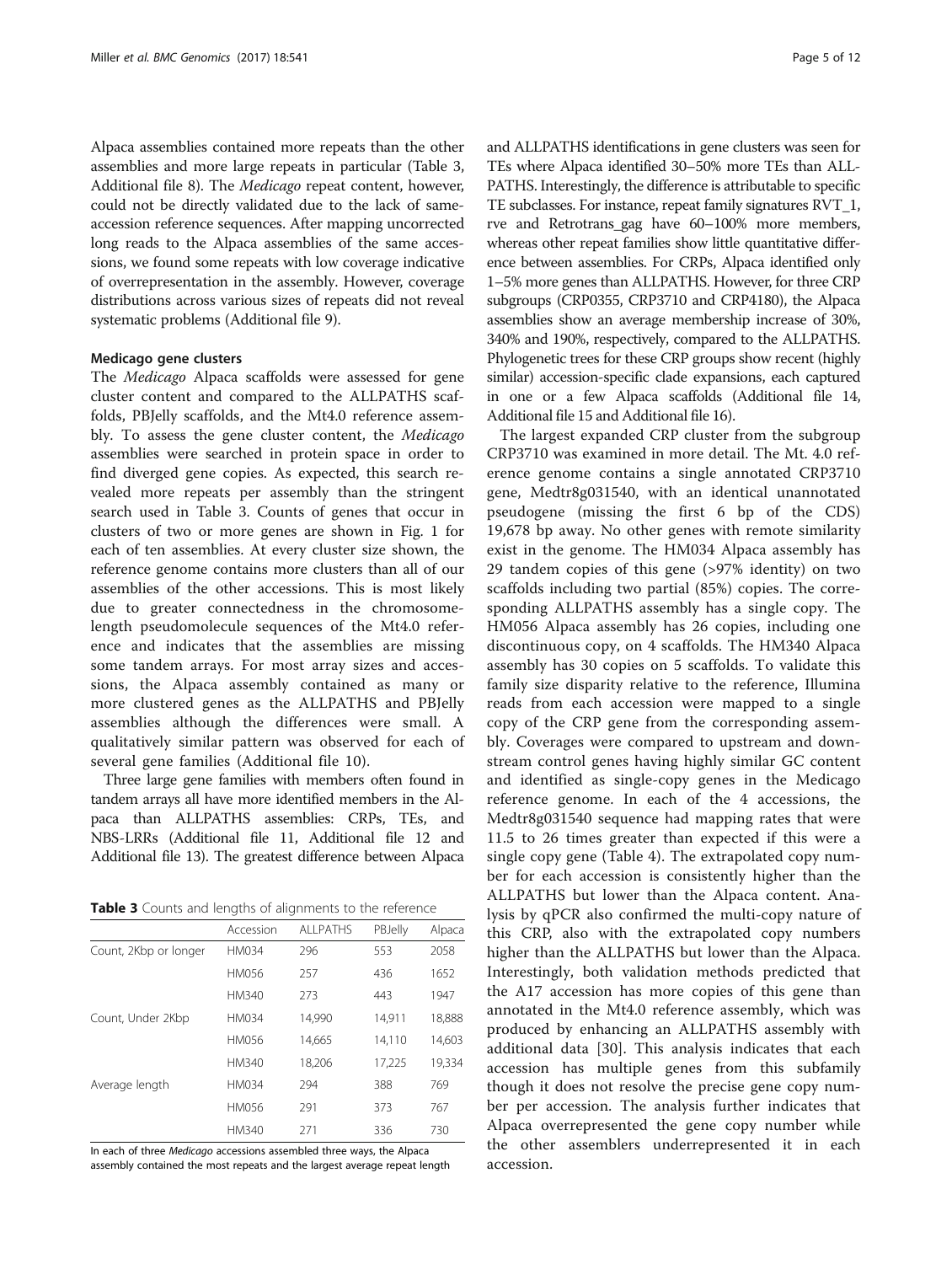Alpaca assemblies contained more repeats than the other assemblies and more large repeats in particular (Table 3, Additional file 8). The *Medicago* repeat content, however, could not be directly validated due to the lack of same-accession reference sequences. After mapping uncorrected long reads to the Alpaca assemblies of the same accessions, we found some repeats with low coverage indicative of overrepresentation in the assembly. However, coverage distributions across various sizes of repeats did not reveal systematic problems (Additional file 9).

### Medicago gene clusters

The *Medicago* Alpaca scaffolds were assessed for gene cluster content and compared to the ALLPATHS scaffolds, PBJelly scaffolds, and the Mt4.0 reference assembly. To assess the gene cluster content, the *Medicago* assemblies were searched in protein space in order to find diverged gene copies. As expected, this search revealed more repeats per assembly than the stringent search used in Table 3. Counts of genes that occur in clusters of two or more genes are shown in Fig. 1 for each of ten assemblies. At every cluster size shown, the reference genome contains more clusters than all of our assemblies of the other accessions. This is most likely due to greater connectedness in the chromosome-length pseudomolecule sequences of the Mt4.0 reference and indicates that the assemblies are missing some tandem arrays. For most array sizes and accessions, the Alpaca assembly contained as many or more clustered genes as the ALLPATHS and PBJelly assemblies although the differences were small. A qualitatively similar pattern was observed for each of several gene families (Additional file 10).

Three large gene families with members often found in tandem arrays all have more identified members in the Alpaca than ALLPATHS assemblies: CRPs, TEs, and NBS-LRRs (Additional file 11, Additional file 12 and Additional file 13). The greatest difference between Alpaca and ALLPATHS identifications in gene clusters was seen for TEs where Alpaca identified 30–50% more TEs than ALLPATHS. Interestingly, the difference is attributable to specific TE subclasses. For instance, repeat family signatures RVT_1, rve and Retrotrans_gag have 60–100% more members, whereas other repeat families show little quantitative difference between assemblies. For CRPs, Alpaca identified only 1–5% more genes than ALLPATHS. However, for three CRP subgroups (CRP0355, CRP3710 and CRP4180), the Alpaca assemblies show an average membership increase of 30%, 340% and 190%, respectively, compared to the ALLPATHS. Phylogenetic trees for these CRP groups show recent (highly similar) accession-specific clade expansions, each captured in one or a few Alpaca scaffolds (Additional file 14, Additional file 15 and Additional file 16).

**Table 3** Counts and lengths of alignments to the reference

| | Accession | ALLPATHS | PBJelly | Alpaca |
|---|---|---|---|---|
| Count, 2Kbp or longer | HM034 | 296 | 553 | 2058 |
| | HM056 | 257 | 436 | 1652 |
| | HM340 | 273 | 443 | 1947 |
| Count, Under 2Kbp | HM034 | 14,990 | 14,911 | 18,888 |
| | HM056 | 14,665 | 14,110 | 14,603 |
| | HM340 | 18,206 | 17,225 | 19,334 |
| Average length | HM034 | 294 | 388 | 769 |
| | HM056 | 291 | 373 | 767 |
| | HM340 | 271 | 336 | 730 |

In each of three *Medicago* accessions assembled three ways, the Alpaca assembly contained the most repeats and the largest average repeat length

The largest expanded CRP cluster from the subgroup CRP3710 was examined in more detail. The Mt. 4.0 reference genome contains a single annotated CRP3710 gene, Medtr8g031540, with an identical unannotated pseudogene (missing the first 6 bp of the CDS) 19,678 bp away. No other genes with remote similarity exist in the genome. The HM034 Alpaca assembly has 29 tandem copies of this gene (>97% identity) on two scaffolds including two partial (85%) copies. The corresponding ALLPATHS assembly has a single copy. The HM056 Alpaca assembly has 26 copies, including one discontinuous copy, on 4 scaffolds. The HM340 Alpaca assembly has 30 copies on 5 scaffolds. To validate this family size disparity relative to the reference, Illumina reads from each accession were mapped to a single copy of the CRP gene from the corresponding assembly. Coverages were compared to upstream and downstream control genes having highly similar GC content and identified as single-copy genes in the Medicago reference genome. In each of the 4 accessions, the Medtr8g031540 sequence had mapping rates that were 11.5 to 26 times greater than expected if this were a single copy gene (Table 4). The extrapolated copy number for each accession is consistently higher than the ALLPATHS but lower than the Alpaca content. Analysis by qPCR also confirmed the multi-copy nature of this CRP, also with the extrapolated copy numbers higher than the ALLPATHS but lower than the Alpaca. Interestingly, both validation methods predicted that the A17 accession has more copies of this gene than annotated in the Mt4.0 reference assembly, which was produced by enhancing an ALLPATHS assembly with additional data [30]. This analysis indicates that each accession has multiple genes from this subfamily though it does not resolve the precise gene copy number per accession. The analysis further indicates that Alpaca overrepresented the gene copy number while the other assemblers underrepresented it in each accession.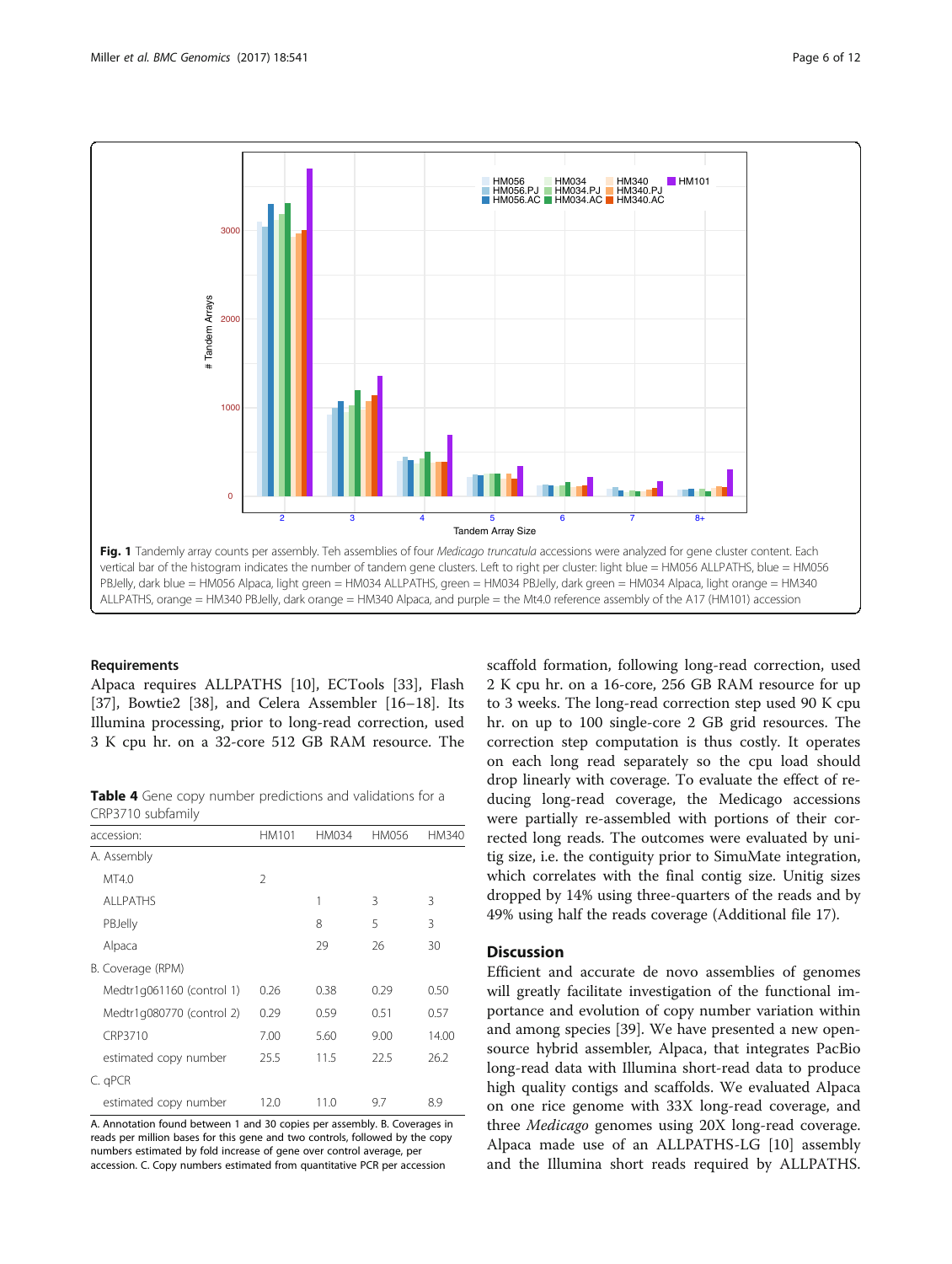**Fig. 1** Tandemly array counts per assembly. Teh assemblies of four *Medicago truncatula* accessions were analyzed for gene cluster content. Each vertical bar of the histogram indicates the number of tandem gene clusters. Left to right per cluster: light blue = HM056 ALLPATHS, blue = HM056 PBJelly, dark blue = HM056 Alpaca, light green = HM034 ALLPATHS, green = HM034 PBJelly, dark green = HM034 Alpaca, light orange = HM340 ALLPATHS, orange = HM340 PBJelly, dark orange = HM340 Alpaca, and purple = the Mt4.0 reference assembly of the A17 (HM101) accession

## Requirements

Alpaca requires ALLPATHS [10], ECTools [33], Flash [37], Bowtie2 [38], and Celera Assembler [16–18]. Its Illumina processing, prior to long-read correction, used 3 K cpu hr. on a 32-core 512 GB RAM resource. The scaffold formation, following long-read correction, used 2 K cpu hr. on a 16-core, 256 GB RAM resource for up to 3 weeks. The long-read correction step used 90 K cpu hr. on up to 100 single-core 2 GB grid resources. The correction step computation is thus costly. It operates on each long read separately so the cpu load should drop linearly with coverage. To evaluate the effect of reducing long-read coverage, the Medicago accessions were partially re-assembled with portions of their corrected long reads. The outcomes were evaluated by unitig size, i.e. the contiguity prior to SimuMate integration, which correlates with the final contig size. Unitig sizes dropped by 14% using three-quarters of the reads and by 49% using half the reads coverage (Additional file 17).

**Table 4** Gene copy number predictions and validations for a CRP3710 subfamily

| accession: | HM101 | HM034 | HM056 | HM340 |
|---|---|---|---|---|
| A. Assembly | | | | |
| MT4.0 | 2 | | | |
| ALLPATHS | | 1 | 3 | 3 |
| PBJelly | | 8 | 5 | 3 |
| Alpaca | | 29 | 26 | 30 |
| B. Coverage (RPM) | | | | |
| Medtr1g061160 (control 1) | 0.26 | 0.38 | 0.29 | 0.50 |
| Medtr1g080770 (control 2) | 0.29 | 0.59 | 0.51 | 0.57 |
| CRP3710 | 7.00 | 5.60 | 9.00 | 14.00 |
| estimated copy number | 25.5 | 11.5 | 22.5 | 26.2 |
| C. qPCR | | | | |
| estimated copy number | 12.0 | 11.0 | 9.7 | 8.9 |

A. Annotation found between 1 and 30 copies per assembly. B. Coverages in reads per million bases for this gene and two controls, followed by the copy numbers estimated by fold increase of gene over control average, per accession. C. Copy numbers estimated from quantitative PCR per accession

## Discussion

Efficient and accurate de novo assemblies of genomes will greatly facilitate investigation of the functional importance and evolution of copy number variation within and among species [39]. We have presented a new open-source hybrid assembler, Alpaca, that integrates PacBio long-read data with Illumina short-read data to produce high quality contigs and scaffolds. We evaluated Alpaca on one rice genome with 33X long-read coverage, and three *Medicago* genomes using 20X long-read coverage. Alpaca made use of an ALLPATHS-LG [10] assembly and the Illumina short reads required by ALLPATHS.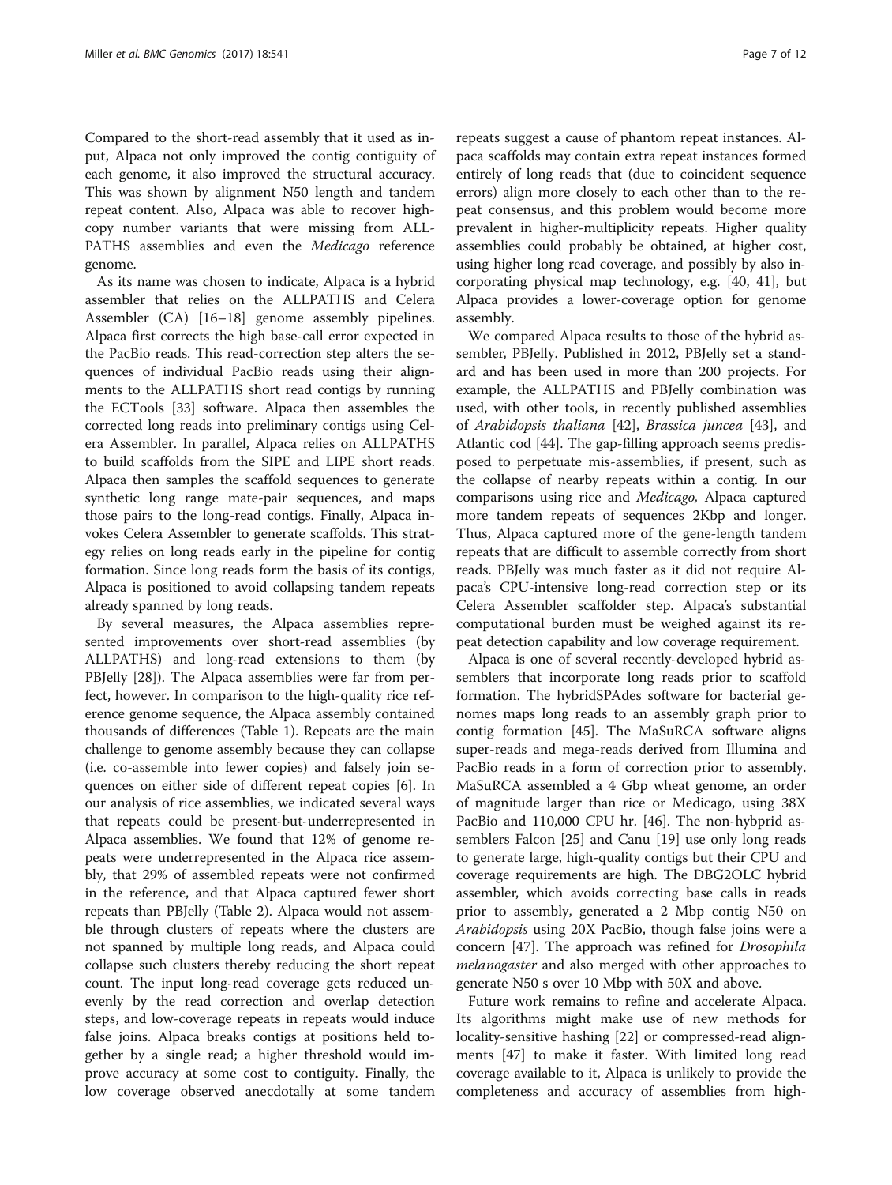Compared to the short-read assembly that it used as input, Alpaca not only improved the contig contiguity of each genome, it also improved the structural accuracy. This was shown by alignment N50 length and tandem repeat content. Also, Alpaca was able to recover high-copy number variants that were missing from ALLPATHS assemblies and even the *Medicago* reference genome.

As its name was chosen to indicate, Alpaca is a hybrid assembler that relies on the ALLPATHS and Celera Assembler (CA) [16–18] genome assembly pipelines. Alpaca first corrects the high base-call error expected in the PacBio reads. This read-correction step alters the sequences of individual PacBio reads using their alignments to the ALLPATHS short read contigs by running the ECTools [33] software. Alpaca then assembles the corrected long reads into preliminary contigs using Celera Assembler. In parallel, Alpaca relies on ALLPATHS to build scaffolds from the SIPE and LIPE short reads. Alpaca then samples the scaffold sequences to generate synthetic long range mate-pair sequences, and maps those pairs to the long-read contigs. Finally, Alpaca invokes Celera Assembler to generate scaffolds. This strategy relies on long reads early in the pipeline for contig formation. Since long reads form the basis of its contigs, Alpaca is positioned to avoid collapsing tandem repeats already spanned by long reads.

By several measures, the Alpaca assemblies represented improvements over short-read assemblies (by ALLPATHS) and long-read extensions to them (by PBJelly [28]). The Alpaca assemblies were far from perfect, however. In comparison to the high-quality rice reference genome sequence, the Alpaca assembly contained thousands of differences (Table 1). Repeats are the main challenge to genome assembly because they can collapse (i.e. co-assemble into fewer copies) and falsely join sequences on either side of different repeat copies [6]. In our analysis of rice assemblies, we indicated several ways that repeats could be present-but-underrepresented in Alpaca assemblies. We found that 12% of genome repeats were underrepresented in the Alpaca rice assembly, that 29% of assembled repeats were not confirmed in the reference, and that Alpaca captured fewer short repeats than PBJelly (Table 2). Alpaca would not assemble through clusters of repeats where the clusters are not spanned by multiple long reads, and Alpaca could collapse such clusters thereby reducing the short repeat count. The input long-read coverage gets reduced unevenly by the read correction and overlap detection steps, and low-coverage repeats in repeats would induce false joins. Alpaca breaks contigs at positions held together by a single read; a higher threshold would improve accuracy at some cost to contiguity. Finally, the low coverage observed anecdotally at some tandem repeats suggest a cause of phantom repeat instances. Alpaca scaffolds may contain extra repeat instances formed entirely of long reads that (due to coincident sequence errors) align more closely to each other than to the repeat consensus, and this problem would become more prevalent in higher-multiplicity repeats. Higher quality assemblies could probably be obtained, at higher cost, using higher long read coverage, and possibly by also incorporating physical map technology, e.g. [40, 41], but Alpaca provides a lower-coverage option for genome assembly.

We compared Alpaca results to those of the hybrid assembler, PBJelly. Published in 2012, PBJelly set a standard and has been used in more than 200 projects. For example, the ALLPATHS and PBJelly combination was used, with other tools, in recently published assemblies of *Arabidopsis thaliana* [42], *Brassica juncea* [43], and Atlantic cod [44]. The gap-filling approach seems predisposed to perpetuate mis-assemblies, if present, such as the collapse of nearby repeats within a contig. In our comparisons using rice and *Medicago,* Alpaca captured more tandem repeats of sequences 2Kbp and longer. Thus, Alpaca captured more of the gene-length tandem repeats that are difficult to assemble correctly from short reads. PBJelly was much faster as it did not require Alpaca's CPU-intensive long-read correction step or its Celera Assembler scaffolder step. Alpaca's substantial computational burden must be weighed against its repeat detection capability and low coverage requirement.

Alpaca is one of several recently-developed hybrid assemblers that incorporate long reads prior to scaffold formation. The hybridSPAdes software for bacterial genomes maps long reads to an assembly graph prior to contig formation [45]. The MaSuRCA software aligns super-reads and mega-reads derived from Illumina and PacBio reads in a form of correction prior to assembly. MaSuRCA assembled a 4 Gbp wheat genome, an order of magnitude larger than rice or Medicago, using 38X PacBio and 110,000 CPU hr. [46]. The non-hybprid assemblers Falcon [25] and Canu [19] use only long reads to generate large, high-quality contigs but their CPU and coverage requirements are high. The DBG2OLC hybrid assembler, which avoids correcting base calls in reads prior to assembly, generated a 2 Mbp contig N50 on *Arabidopsis* using 20X PacBio, though false joins were a concern [47]. The approach was refined for *Drosophila melanogaster* and also merged with other approaches to generate N50 s over 10 Mbp with 50X and above.

Future work remains to refine and accelerate Alpaca. Its algorithms might make use of new methods for locality-sensitive hashing [22] or compressed-read alignments [47] to make it faster. With limited long read coverage available to it, Alpaca is unlikely to provide the completeness and accuracy of assemblies from high-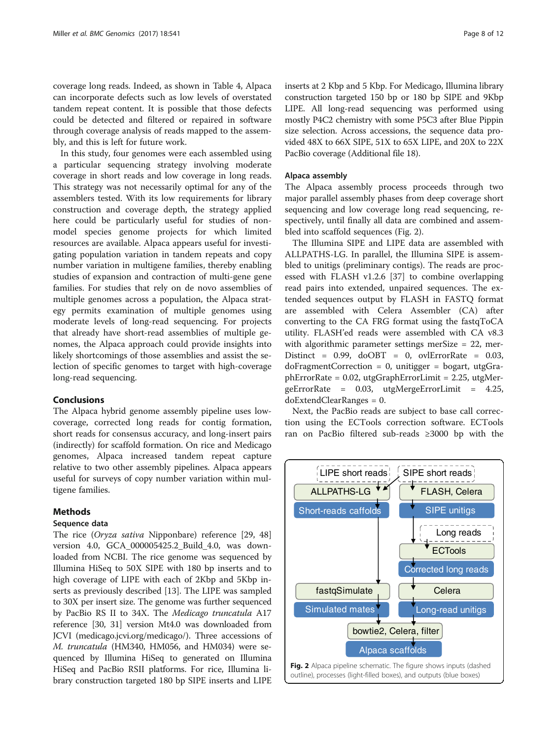coverage long reads. Indeed, as shown in Table 4, Alpaca can incorporate defects such as low levels of overstated tandem repeat content. It is possible that those defects could be detected and filtered or repaired in software through coverage analysis of reads mapped to the assembly, and this is left for future work.

In this study, four genomes were each assembled using a particular sequencing strategy involving moderate coverage in short reads and low coverage in long reads. This strategy was not necessarily optimal for any of the assemblers tested. With its low requirements for library construction and coverage depth, the strategy applied here could be particularly useful for studies of non-model species genome projects for which limited resources are available. Alpaca appears useful for investigating population variation in tandem repeats and copy number variation in multigene families, thereby enabling studies of expansion and contraction of multi-gene families. For studies that rely on de novo assemblies of multiple genomes across a population, the Alpaca strategy permits examination of multiple genomes using moderate levels of long-read sequencing. For projects that already have short-read assemblies of multiple genomes, the Alpaca approach could provide insights into likely shortcomings of those assemblies and assist the selection of specific genomes to target with high-coverage long-read sequencing.

## Conclusions

The Alpaca hybrid genome assembly pipeline uses low-coverage, corrected long reads for contig formation, short reads for consensus accuracy, and long-insert pairs (indirectly) for scaffold formation. On rice and Medicago genomes, Alpaca increased tandem repeat capture relative to two other assembly pipelines. Alpaca appears useful for surveys of copy number variation within multigene families.

## Methods

### Sequence data

The rice (*Oryza sativa* Nipponbare) reference [29, 48] version 4.0, GCA_000005425.2_Build_4.0, was downloaded from NCBI. The rice genome was sequenced by Illumina HiSeq to 50X SIPE with 180 bp inserts and to high coverage of LIPE with each of 2Kbp and 5Kbp inserts as previously described [13]. The LIPE was sampled to 30X per insert size. The genome was further sequenced by PacBio RS II to 34X. The *Medicago truncatula* A17 reference [30, 31] version Mt4.0 was downloaded from JCVI (medicago.jcvi.org/medicago/). Three accessions of *M. truncatula* (HM340, HM056, and HM034) were sequenced by Illumina HiSeq to generated on Illumina HiSeq and PacBio RSII platforms. For rice, Illumina library construction targeted 180 bp SIPE inserts and LIPE inserts at 2 Kbp and 5 Kbp. For Medicago, Illumina library construction targeted 150 bp or 180 bp SIPE and 9Kbp LIPE. All long-read sequencing was performed using mostly P4C2 chemistry with some P5C3 after Blue Pippin size selection. Across accessions, the sequence data provided 48X to 66X SIPE, 51X to 65X LIPE, and 20X to 22X PacBio coverage (Additional file 18).

### Alpaca assembly

The Alpaca assembly process proceeds through two major parallel assembly phases from deep coverage short sequencing and low coverage long read sequencing, respectively, until finally all data are combined and assembled into scaffold sequences (Fig. 2).

The Illumina SIPE and LIPE data are assembled with ALLPATHS-LG. In parallel, the Illumina SIPE is assembled to unitigs (preliminary contigs). The reads are processed with FLASH v1.2.6 [37] to combine overlapping read pairs into extended, unpaired sequences. The extended sequences output by FLASH in FASTQ format are assembled with Celera Assembler (CA) after converting to the CA FRG format using the fastqToCA utility. FLASH'ed reads were assembled with CA v8.3 with algorithmic parameter settings merSize = 22, merDistinct = 0.99, doOBT = 0, ovlErrorRate = 0.03, doFragmentCorrection = 0, unitigger = bogart, utgGraphErrorRate = 0.02, utgGraphErrorLimit = 2.25, utgMergeErrorRate = 0.03, utgMergeErrorLimit = 4.25, doExtendClearRanges = 0.

Next, the PacBio reads are subject to base call correction using the ECTools correction software. ECTools ran on PacBio filtered sub-reads ≥3000 bp with the

**Fig. 2** Alpaca pipeline schematic. The figure shows inputs (dashed outline), processes (light-filled boxes), and outputs (blue boxes)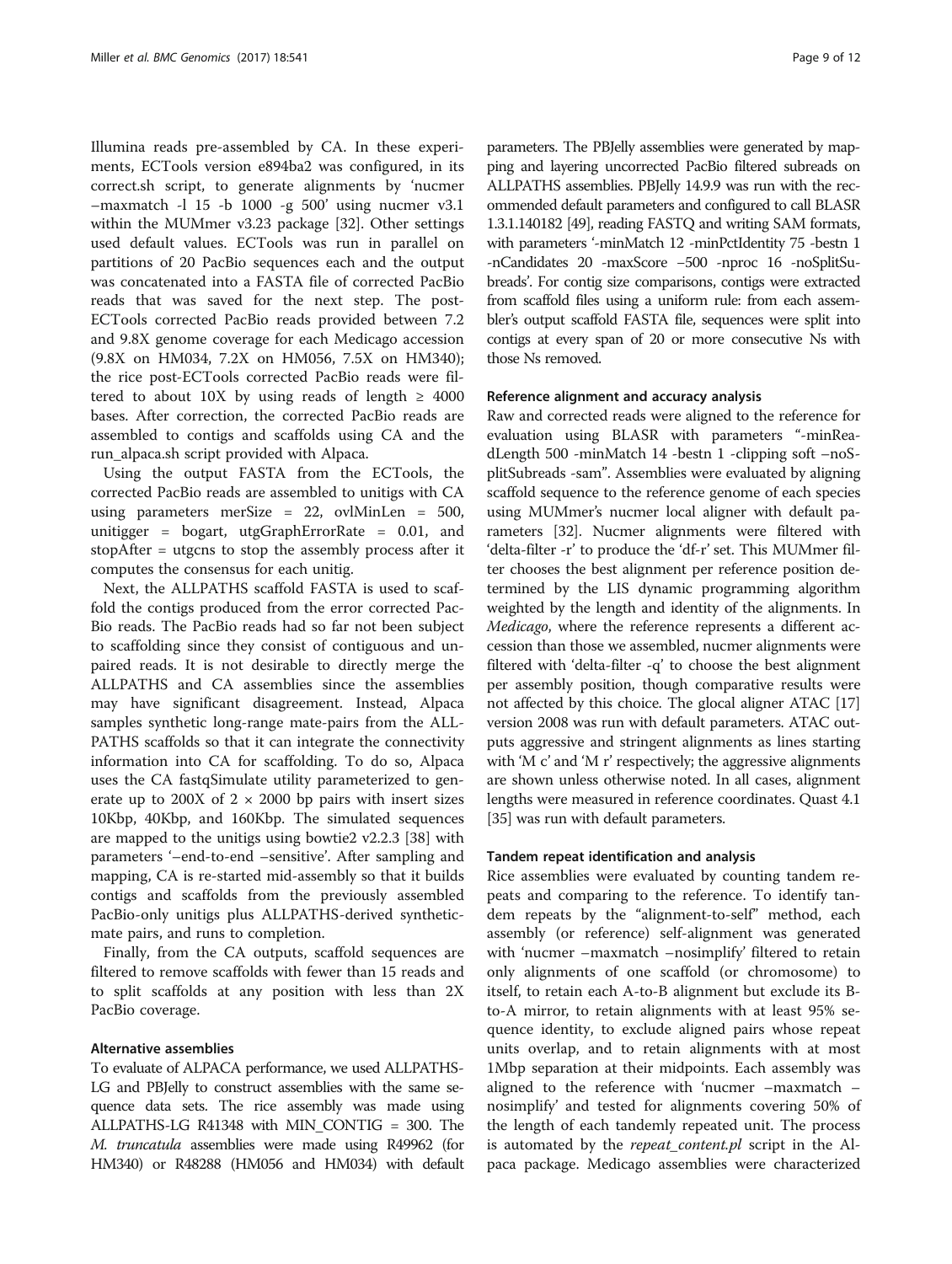Illumina reads pre-assembled by CA. In these experiments, ECTools version e894ba2 was configured, in its correct.sh script, to generate alignments by 'nucmer –maxmatch -l 15 -b 1000 -g 500' using nucmer v3.1 within the MUMmer v3.23 package [32]. Other settings used default values. ECTools was run in parallel on partitions of 20 PacBio sequences each and the output was concatenated into a FASTA file of corrected PacBio reads that was saved for the next step. The post-ECTools corrected PacBio reads provided between 7.2 and 9.8X genome coverage for each Medicago accession (9.8X on HM034, 7.2X on HM056, 7.5X on HM340); the rice post-ECTools corrected PacBio reads were filtered to about 10X by using reads of length ≥ 4000 bases. After correction, the corrected PacBio reads are assembled to contigs and scaffolds using CA and the run_alpaca.sh script provided with Alpaca.

Using the output FASTA from the ECTools, the corrected PacBio reads are assembled to unitigs with CA using parameters merSize = 22, ovlMinLen = 500, unitigger = bogart, utgGraphErrorRate = 0.01, and stopAfter = utgcns to stop the assembly process after it computes the consensus for each unitig.

Next, the ALLPATHS scaffold FASTA is used to scaffold the contigs produced from the error corrected PacBio reads. The PacBio reads had so far not been subject to scaffolding since they consist of contiguous and unpaired reads. It is not desirable to directly merge the ALLPATHS and CA assemblies since the assemblies may have significant disagreement. Instead, Alpaca samples synthetic long-range mate-pairs from the ALLPATHS scaffolds so that it can integrate the connectivity information into CA for scaffolding. To do so, Alpaca uses the CA fastqSimulate utility parameterized to generate up to 200X of 2 × 2000 bp pairs with insert sizes 10Kbp, 40Kbp, and 160Kbp. The simulated sequences are mapped to the unitigs using bowtie2 v2.2.3 [38] with parameters '–end-to-end –sensitive'. After sampling and mapping, CA is re-started mid-assembly so that it builds contigs and scaffolds from the previously assembled PacBio-only unitigs plus ALLPATHS-derived synthetic-mate pairs, and runs to completion.

Finally, from the CA outputs, scaffold sequences are filtered to remove scaffolds with fewer than 15 reads and to split scaffolds at any position with less than 2X PacBio coverage.

#### Alternative assemblies

To evaluate of ALPACA performance, we used ALLPATHS-LG and PBJelly to construct assemblies with the same sequence data sets. The rice assembly was made using ALLPATHS-LG R41348 with MIN_CONTIG = 300. The *M. truncatula* assemblies were made using R49962 (for HM340) or R48288 (HM056 and HM034) with default parameters. The PBJelly assemblies were generated by mapping and layering uncorrected PacBio filtered subreads on ALLPATHS assemblies. PBJelly 14.9.9 was run with the recommended default parameters and configured to call BLASR 1.3.1.140182 [49], reading FASTQ and writing SAM formats, with parameters '-minMatch 12 -minPctIdentity 75 -bestn 1 -nCandidates 20 -maxScore −500 -nproc 16 -noSplitSubreads'. For contig size comparisons, contigs were extracted from scaffold files using a uniform rule: from each assembler's output scaffold FASTA file, sequences were split into contigs at every span of 20 or more consecutive Ns with those Ns removed.

#### Reference alignment and accuracy analysis

Raw and corrected reads were aligned to the reference for evaluation using BLASR with parameters "-minReadLength 500 -minMatch 14 -bestn 1 -clipping soft –noSplitSubreads -sam". Assemblies were evaluated by aligning scaffold sequence to the reference genome of each species using MUMmer's nucmer local aligner with default parameters [32]. Nucmer alignments were filtered with 'delta-filter -r' to produce the 'df-r' set. This MUMmer filter chooses the best alignment per reference position determined by the LIS dynamic programming algorithm weighted by the length and identity of the alignments. In *Medicago*, where the reference represents a different accession than those we assembled, nucmer alignments were filtered with 'delta-filter -q' to choose the best alignment per assembly position, though comparative results were not affected by this choice. The glocal aligner ATAC [17] version 2008 was run with default parameters. ATAC outputs aggressive and stringent alignments as lines starting with 'M c' and 'M r' respectively; the aggressive alignments are shown unless otherwise noted. In all cases, alignment lengths were measured in reference coordinates. Quast 4.1 [35] was run with default parameters.

#### Tandem repeat identification and analysis

Rice assemblies were evaluated by counting tandem repeats and comparing to the reference. To identify tandem repeats by the "alignment-to-self" method, each assembly (or reference) self-alignment was generated with 'nucmer –maxmatch –nosimplify' filtered to retain only alignments of one scaffold (or chromosome) to itself, to retain each A-to-B alignment but exclude its B-to-A mirror, to retain alignments with at least 95% sequence identity, to exclude aligned pairs whose repeat units overlap, and to retain alignments with at most 1Mbp separation at their midpoints. Each assembly was aligned to the reference with 'nucmer –maxmatch –nosimplify' and tested for alignments covering 50% of the length of each tandemly repeated unit. The process is automated by the *repeat_content.pl* script in the Alpaca package. Medicago assemblies were characterized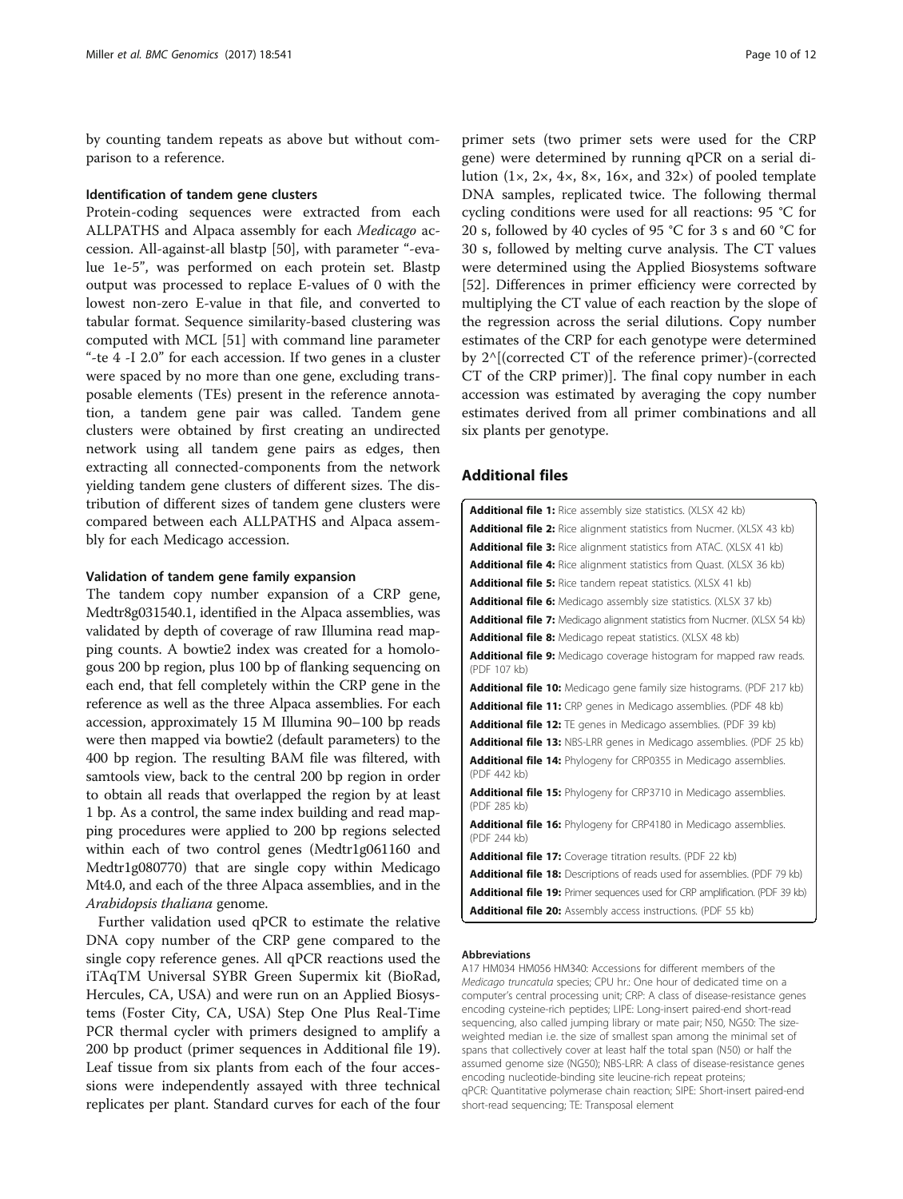by counting tandem repeats as above but without comparison to a reference.

#### Identification of tandem gene clusters

Protein-coding sequences were extracted from each ALLPATHS and Alpaca assembly for each *Medicago* accession. All-against-all blastp [50], with parameter "-evalue 1e-5", was performed on each protein set. Blastp output was processed to replace E-values of 0 with the lowest non-zero E-value in that file, and converted to tabular format. Sequence similarity-based clustering was computed with MCL [51] with command line parameter "-te 4 -I 2.0" for each accession. If two genes in a cluster were spaced by no more than one gene, excluding transposable elements (TEs) present in the reference annotation, a tandem gene pair was called. Tandem gene clusters were obtained by first creating an undirected network using all tandem gene pairs as edges, then extracting all connected-components from the network yielding tandem gene clusters of different sizes. The distribution of different sizes of tandem gene clusters were compared between each ALLPATHS and Alpaca assembly for each Medicago accession.

#### Validation of tandem gene family expansion

The tandem copy number expansion of a CRP gene, Medtr8g031540.1, identified in the Alpaca assemblies, was validated by depth of coverage of raw Illumina read mapping counts. A bowtie2 index was created for a homologous 200 bp region, plus 100 bp of flanking sequencing on each end, that fell completely within the CRP gene in the reference as well as the three Alpaca assemblies. For each accession, approximately 15 M Illumina 90–100 bp reads were then mapped via bowtie2 (default parameters) to the 400 bp region. The resulting BAM file was filtered, with samtools view, back to the central 200 bp region in order to obtain all reads that overlapped the region by at least 1 bp. As a control, the same index building and read mapping procedures were applied to 200 bp regions selected within each of two control genes (Medtr1g061160 and Medtr1g080770) that are single copy within Medicago Mt4.0, and each of the three Alpaca assemblies, and in the *Arabidopsis thaliana* genome.

Further validation used qPCR to estimate the relative DNA copy number of the CRP gene compared to the single copy reference genes. All qPCR reactions used the iTAqTM Universal SYBR Green Supermix kit (BioRad, Hercules, CA, USA) and were run on an Applied Biosystems (Foster City, CA, USA) Step One Plus Real-Time PCR thermal cycler with primers designed to amplify a 200 bp product (primer sequences in Additional file 19). Leaf tissue from six plants from each of the four accessions were independently assayed with three technical replicates per plant. Standard curves for each of the four primer sets (two primer sets were used for the CRP gene) were determined by running qPCR on a serial dilution (1×, 2×, 4×, 8×, 16×, and 32×) of pooled template DNA samples, replicated twice. The following thermal cycling conditions were used for all reactions: 95 °C for 20 s, followed by 40 cycles of 95 °C for 3 s and 60 °C for 30 s, followed by melting curve analysis. The CT values were determined using the Applied Biosystems software [52]. Differences in primer efficiency were corrected by multiplying the CT value of each reaction by the slope of the regression across the serial dilutions. Copy number estimates of the CRP for each genotype were determined by 2^[(corrected CT of the reference primer)-(corrected CT of the CRP primer)]. The final copy number in each accession was estimated by averaging the copy number estimates derived from all primer combinations and all six plants per genotype.

## Additional files

**Additional file 1:** Rice assembly size statistics. (XLSX 42 kb)
**Additional file 2:** Rice alignment statistics from Nucmer. (XLSX 43 kb)
**Additional file 3:** Rice alignment statistics from ATAC. (XLSX 41 kb)
**Additional file 4:** Rice alignment statistics from Quast. (XLSX 36 kb)
**Additional file 5:** Rice tandem repeat statistics. (XLSX 41 kb)
**Additional file 6:** Medicago assembly size statistics. (XLSX 37 kb)
**Additional file 7:** Medicago alignment statistics from Nucmer. (XLSX 54 kb)
**Additional file 8:** Medicago repeat statistics. (XLSX 48 kb)
**Additional file 9:** Medicago coverage histogram for mapped raw reads. (PDF 107 kb)
**Additional file 10:** Medicago gene family size histograms. (PDF 217 kb)
**Additional file 11:** CRP genes in Medicago assemblies. (PDF 48 kb)
**Additional file 12:** TE genes in Medicago assemblies. (PDF 39 kb)
**Additional file 13:** NBS-LRR genes in Medicago assemblies. (PDF 25 kb)
**Additional file 14:** Phylogeny for CRP0355 in Medicago assemblies. (PDF 442 kb)
**Additional file 15:** Phylogeny for CRP3710 in Medicago assemblies. (PDF 285 kb)
**Additional file 16:** Phylogeny for CRP4180 in Medicago assemblies. (PDF 244 kb)
**Additional file 17:** Coverage titration results. (PDF 22 kb)
**Additional file 18:** Descriptions of reads used for assemblies. (PDF 79 kb)
**Additional file 19:** Primer sequences used for CRP amplification. (PDF 39 kb)
**Additional file 20:** Assembly access instructions. (PDF 55 kb)

#### Abbreviations

A17 HM034 HM056 HM340: Accessions for different members of the *Medicago truncatula* species; CPU hr.: One hour of dedicated time on a computer's central processing unit; CRP: A class of disease-resistance genes encoding cysteine-rich peptides; LIPE: Long-insert paired-end short-read sequencing, also called jumping library or mate pair; N50, NG50: The size-weighted median i.e. the size of smallest span among the minimal set of spans that collectively cover at least half the total span (N50) or half the assumed genome size (NG50); NBS-LRR: A class of disease-resistance genes encoding nucleotide-binding site leucine-rich repeat proteins; qPCR: Quantitative polymerase chain reaction; SIPE: Short-insert paired-end short-read sequencing; TE: Transposal element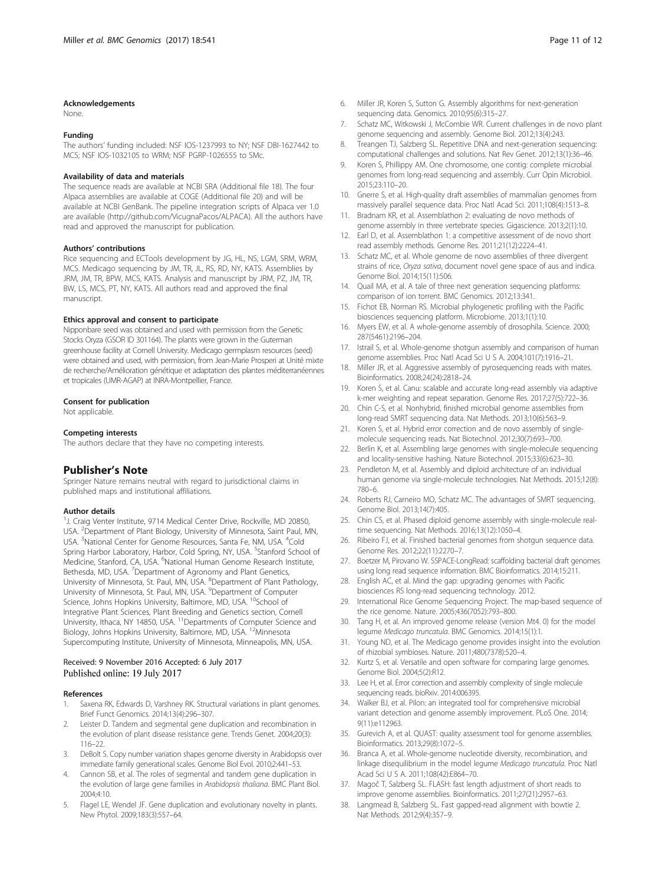### Acknowledgements

None.

### Funding

The authors' funding included: NSF IOS-1237993 to NY; NSF DBI-1627442 to MCS; NSF IOS-1032105 to WRM; NSF PGRP-1026555 to SMc.

### Availability of data and materials

The sequence reads are available at NCBI SRA (Additional file 18). The four Alpaca assemblies are available at COGE (Additional file 20) and will be available at NCBI GenBank. The pipeline integration scripts of Alpaca ver 1.0 are available (http://github.com/VicugnaPacos/ALPACA). All the authors have read and approved the manuscript for publication.

### Authors' contributions

Rice sequencing and ECTools development by JG, HL, NS, LGM, SRM, WRM, MCS. Medicago sequencing by JM, TR, JL, RS, RD, NY, KATS. Assemblies by JRM, JM, TR, BPW, MCS, KATS. Analysis and manuscript by JRM, PZ, JM, TR, BW, LS, MCS, PT, NY, KATS. All authors read and approved the final manuscript.

### Ethics approval and consent to participate

Nipponbare seed was obtained and used with permission from the Genetic Stocks Oryza (GSOR ID 301164). The plants were grown in the Guterman greenhouse facility at Cornell University. Medicago germplasm resources (seed) were obtained and used, with permission, from Jean-Marie Prosperi at Unité mixte de recherche/Amélioration génétique et adaptation des plantes méditerranéennes et tropicales (UMR-AGAP) at INRA-Montpellier, France.

### Consent for publication

Not applicable.

### Competing interests

The authors declare that they have no competing interests.

## Publisher's Note

Springer Nature remains neutral with regard to jurisdictional claims in published maps and institutional affiliations.

### Author details

[1]J. Craig Venter Institute, 9714 Medical Center Drive, Rockville, MD 20850, USA. [2]Department of Plant Biology, University of Minnesota, Saint Paul, MN, USA. [3]National Center for Genome Resources, Santa Fe, NM, USA. [4]Cold Spring Harbor Laboratory, Harbor, Cold Spring, NY, USA. [5]Stanford School of Medicine, Stanford, CA, USA. [6]National Human Genome Research Institute, Bethesda, MD, USA. [7]Department of Agronomy and Plant Genetics, University of Minnesota, St. Paul, MN, USA. [8]Department of Plant Pathology, University of Minnesota, St. Paul, MN, USA. [9]Department of Computer Science, Johns Hopkins University, Baltimore, MD, USA. [10]School of Integrative Plant Sciences, Plant Breeding and Genetics section, Cornell University, Ithaca, NY 14850, USA. [11]Departments of Computer Science and Biology, Johns Hopkins University, Baltimore, MD, USA. [12]Minnesota Supercomputing Institute, University of Minnesota, Minneapolis, MN, USA.

Received: 9 November 2016 Accepted: 6 July 2017
Published online: 19 July 2017

### References

1. Saxena RK, Edwards D, Varshney RK. Structural variations in plant genomes. Brief Funct Genomics. 2014;13(4):296–307.
2. Leister D. Tandem and segmental gene duplication and recombination in the evolution of plant disease resistance gene. Trends Genet. 2004;20(3): 116–22.
3. DeBolt S. Copy number variation shapes genome diversity in Arabidopsis over immediate family generational scales. Genome Biol Evol. 2010;2:441–53.
4. Cannon SB, et al. The roles of segmental and tandem gene duplication in the evolution of large gene families in *Arabidopsis thaliana*. BMC Plant Biol. 2004;4:10.
5. Flagel LE, Wendel JF. Gene duplication and evolutionary novelty in plants. New Phytol. 2009;183(3):557–64.
6. Miller JR, Koren S, Sutton G. Assembly algorithms for next-generation sequencing data. Genomics. 2010;95(6):315–27.
7. Schatz MC, Witkowski J, McCombie WR. Current challenges in de novo plant genome sequencing and assembly. Genome Biol. 2012;13(4):243.
8. Treangen TJ, Salzberg SL. Repetitive DNA and next-generation sequencing: computational challenges and solutions. Nat Rev Genet. 2012;13(1):36–46.
9. Koren S, Phillippy AM. One chromosome, one contig: complete microbial genomes from long-read sequencing and assembly. Curr Opin Microbiol. 2015;23:110–20.
10. Gnerre S, et al. High-quality draft assemblies of mammalian genomes from massively parallel sequence data. Proc Natl Acad Sci. 2011;108(4):1513–8.
11. Bradnam KR, et al. Assemblathon 2: evaluating de novo methods of genome assembly in three vertebrate species. Gigascience. 2013;2(1):10.
12. Earl D, et al. Assemblathon 1: a competitive assessment of de novo short read assembly methods. Genome Res. 2011;21(12):2224–41.
13. Schatz MC, et al. Whole genome de novo assemblies of three divergent strains of rice, *Oryza sativa*, document novel gene space of aus and indica. Genome Biol. 2014;15(11):506.
14. Quail MA, et al. A tale of three next generation sequencing platforms: comparison of ion torrent. BMC Genomics. 2012;13:341.
15. Fichot EB, Norman RS. Microbial phylogenetic profiling with the Pacific biosciences sequencing platform. Microbiome. 2013;1(1):10.
16. Myers EW, et al. A whole-genome assembly of drosophila. Science. 2000; 287(5461):2196–204.
17. Istrail S, et al. Whole-genome shotgun assembly and comparison of human genome assemblies. Proc Natl Acad Sci U S A. 2004;101(7):1916–21.
18. Miller JR, et al. Aggressive assembly of pyrosequencing reads with mates. Bioinformatics. 2008;24(24):2818–24.
19. Koren S, et al. Canu: scalable and accurate long-read assembly via adaptive k-mer weighting and repeat separation. Genome Res. 2017;27(5):722–36.
20. Chin C-S, et al. Nonhybrid, finished microbial genome assemblies from long-read SMRT sequencing data. Nat Methods. 2013;10(6):563–9.
21. Koren S, et al. Hybrid error correction and de novo assembly of single-molecule sequencing reads. Nat Biotechnol. 2012;30(7):693–700.
22. Berlin K, et al. Assembling large genomes with single-molecule sequencing and locality-sensitive hashing. Nature Biotechnol. 2015;33(6):623–30.
23. Pendleton M, et al. Assembly and diploid architecture of an individual human genome via single-molecule technologies. Nat Methods. 2015;12(8): 780–6.
24. Roberts RJ, Carneiro MO, Schatz MC. The advantages of SMRT sequencing. Genome Biol. 2013;14(7):405.
25. Chin CS, et al. Phased diploid genome assembly with single-molecule real-time sequencing. Nat Methods. 2016;13(12):1050–4.
26. Ribeiro FJ, et al. Finished bacterial genomes from shotgun sequence data. Genome Res. 2012;22(11):2270–7.
27. Boetzer M, Pirovano W. SSPACE-LongRead: scaffolding bacterial draft genomes using long read sequence information. BMC Bioinformatics. 2014;15:211.
28. English AC, et al. Mind the gap: upgrading genomes with Pacific biosciences RS long-read sequencing technology. 2012.
29. International Rice Genome Sequencing Project. The map-based sequence of the rice genome. Nature. 2005;436(7052):793–800.
30. Tang H, et al. An improved genome release (version Mt4. 0) for the model legume *Medicago truncatula*. BMC Genomics. 2014;15(1):1.
31. Young ND, et al. The Medicago genome provides insight into the evolution of rhizobial symbioses. Nature. 2011;480(7378):520–4.
32. Kurtz S, et al. Versatile and open software for comparing large genomes. Genome Biol. 2004;5(2):R12.
33. Lee H, et al. Error correction and assembly complexity of single molecule sequencing reads. bioRxiv. 2014:006395.
34. Walker BJ, et al. Pilon: an integrated tool for comprehensive microbial variant detection and genome assembly improvement. PLoS One. 2014; 9(11):e112963.
35. Gurevich A, et al. QUAST: quality assessment tool for genome assemblies. Bioinformatics. 2013;29(8):1072–5.
36. Branca A, et al. Whole-genome nucleotide diversity, recombination, and linkage disequilibrium in the model legume *Medicago truncatula*. Proc Natl Acad Sci U S A. 2011;108(42):E864–70.
37. Magoč T, Salzberg SL. FLASH: fast length adjustment of short reads to improve genome assemblies. Bioinformatics. 2011;27(21):2957–63.
38. Langmead B, Salzberg SL. Fast gapped-read alignment with bowtie 2. Nat Methods. 2012;9(4):357–9.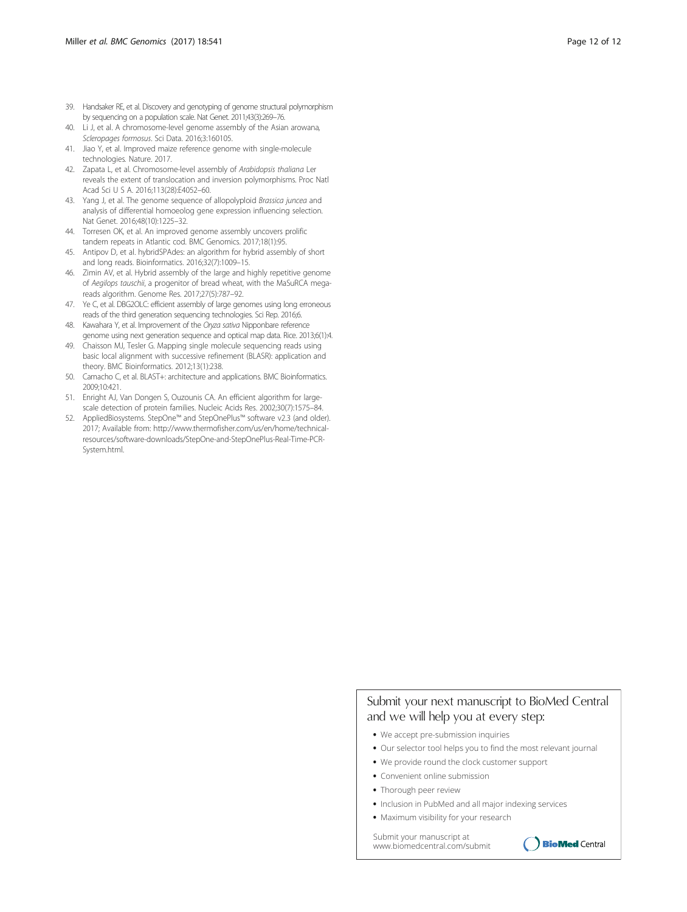39. Handsaker RE, et al. Discovery and genotyping of genome structural polymorphism by sequencing on a population scale. Nat Genet. 2011;43(3):269–76.
40. Li J, et al. A chromosome-level genome assembly of the Asian arowana, *Scleropages formosus*. Sci Data. 2016;3:160105.
41. Jiao Y, et al. Improved maize reference genome with single-molecule technologies. Nature. 2017.
42. Zapata L, et al. Chromosome-level assembly of *Arabidopsis thaliana* Ler reveals the extent of translocation and inversion polymorphisms. Proc Natl Acad Sci U S A. 2016;113(28):E4052–60.
43. Yang J, et al. The genome sequence of allopolyploid *Brassica juncea* and analysis of differential homoeolog gene expression influencing selection. Nat Genet. 2016;48(10):1225–32.
44. Torresen OK, et al. An improved genome assembly uncovers prolific tandem repeats in Atlantic cod. BMC Genomics. 2017;18(1):95.
45. Antipov D, et al. hybridSPAdes: an algorithm for hybrid assembly of short and long reads. Bioinformatics. 2016;32(7):1009–15.
46. Zimin AV, et al. Hybrid assembly of the large and highly repetitive genome of *Aegilops tauschii*, a progenitor of bread wheat, with the MaSuRCA mega-reads algorithm. Genome Res. 2017;27(5):787–92.
47. Ye C, et al. DBG2OLC: efficient assembly of large genomes using long erroneous reads of the third generation sequencing technologies. Sci Rep. 2016;6.
48. Kawahara Y, et al. Improvement of the *Oryza sativa* Nipponbare reference genome using next generation sequence and optical map data. Rice. 2013;6(1):4.
49. Chaisson MJ, Tesler G. Mapping single molecule sequencing reads using basic local alignment with successive refinement (BLASR): application and theory. BMC Bioinformatics. 2012;13(1):238.
50. Camacho C, et al. BLAST+: architecture and applications. BMC Bioinformatics. 2009;10:421.
51. Enright AJ, Van Dongen S, Ouzounis CA. An efficient algorithm for large-scale detection of protein families. Nucleic Acids Res. 2002;30(7):1575–84.
52. AppliedBiosystems. StepOne™ and StepOnePlus™ software v2.3 (and older). 2017; Available from: http://www.thermofisher.com/us/en/home/technical-resources/software-downloads/StepOne-and-StepOnePlus-Real-Time-PCR-System.html.

Submit your next manuscript to BioMed Central and we will help you at every step:

- We accept pre-submission inquiries
- Our selector tool helps you to find the most relevant journal
- We provide round the clock customer support
- Convenient online submission
- Thorough peer review
- Inclusion in PubMed and all major indexing services
- Maximum visibility for your research

Submit your manuscript at
www.biomedcentral.com/submit

BioMed Central